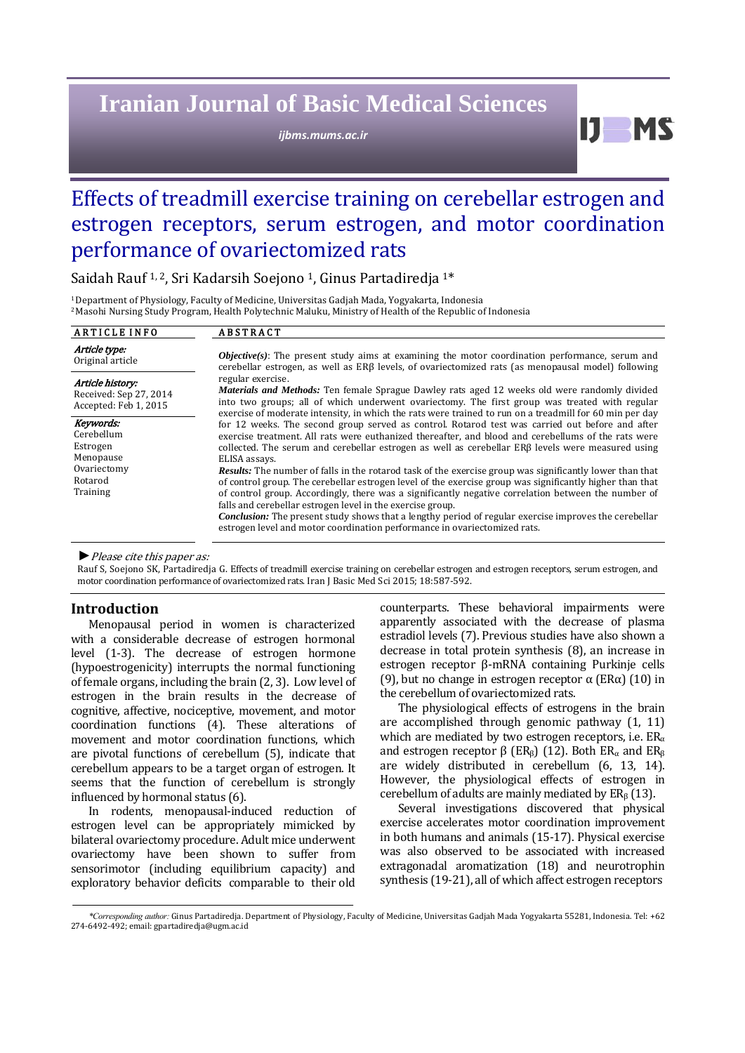# Iranian Journal of Basic Medical Sciences

*ijbms.mums.ac.ir*

# Effects of treadmill exercise training on cerebellar estrogen and estrogen receptors, serum estrogen, and motor coordination performance of ovariectomized rats

Saidah Rauf [1, 2], Sri Kadarsih Soejono [1], Ginus Partadiredja [1]*

[1] Department of Physiology, Faculty of Medicine, Universitas Gadjah Mada, Yogyakarta, Indonesia
[2] Masohi Nursing Study Program, Health Polytechnic Maluku, Ministry of Health of the Republic of Indonesia

**ARTICLE INFO**

*Article type:*
Original article

*Article history:*
Received: Sep 27, 2014
Accepted: Feb 1, 2015

*Keywords:*
Cerebellum
Estrogen
Menopause
Ovariectomy
Rotarod
Training

**ABSTRACT**

***Objective(s)***: The present study aims at examining the motor coordination performance, serum and cerebellar estrogen, as well as ERβ levels, of ovariectomized rats (as menopausal model) following regular exercise.

***Materials and Methods:*** Ten female Sprague Dawley rats aged 12 weeks old were randomly divided into two groups; all of which underwent ovariectomy. The first group was treated with regular exercise of moderate intensity, in which the rats were trained to run on a treadmill for 60 min per day for 12 weeks. The second group served as control. Rotarod test was carried out before and after exercise treatment. All rats were euthanized thereafter, and blood and cerebellums of the rats were collected. The serum and cerebellar estrogen as well as cerebellar ERβ levels were measured using ELISA assays.

***Results:*** The number of falls in the rotarod task of the exercise group was significantly lower than that of control group. The cerebellar estrogen level of the exercise group was significantly higher than that of control group. Accordingly, there was a significantly negative correlation between the number of falls and cerebellar estrogen level in the exercise group.

***Conclusion:*** The present study shows that a lengthy period of regular exercise improves the cerebellar estrogen level and motor coordination performance in ovariectomized rats.

► *Please cite this paper as:*

Rauf S, Soejono SK, Partadiredja G. Effects of treadmill exercise training on cerebellar estrogen and estrogen receptors, serum estrogen, and motor coordination performance of ovariectomized rats. Iran J Basic Med Sci 2015; 18:587-592.

## Introduction

Menopausal period in women is characterized with a considerable decrease of estrogen hormonal level (1-3). The decrease of estrogen hormone (hypoestrogenicity) interrupts the normal functioning of female organs, including the brain (2, 3). Low level of estrogen in the brain results in the decrease of cognitive, affective, nociceptive, movement, and motor coordination functions (4). These alterations of movement and motor coordination functions, which are pivotal functions of cerebellum (5), indicate that cerebellum appears to be a target organ of estrogen. It seems that the function of cerebellum is strongly influenced by hormonal status (6).

In rodents, menopausal-induced reduction of estrogen level can be appropriately mimicked by bilateral ovariectomy procedure. Adult mice underwent ovariectomy have been shown to suffer from sensorimotor (including equilibrium capacity) and exploratory behavior deficits comparable to their old counterparts. These behavioral impairments were apparently associated with the decrease of plasma estradiol levels (7). Previous studies have also shown a decrease in total protein synthesis (8), an increase in estrogen receptor β-mRNA containing Purkinje cells (9), but no change in estrogen receptor α (ERα) (10) in the cerebellum of ovariectomized rats.

The physiological effects of estrogens in the brain are accomplished through genomic pathway (1, 11) which are mediated by two estrogen receptors, i.e. $ER_\alpha$ and estrogen receptor β ($ER_\beta$) (12). Both $ER_\alpha$ and $ER_\beta$ are widely distributed in cerebellum (6, 13, 14). However, the physiological effects of estrogen in cerebellum of adults are mainly mediated by $ER_\beta$ (13).

Several investigations discovered that physical exercise accelerates motor coordination improvement in both humans and animals (15-17). Physical exercise was also observed to be associated with increased extragonadal aromatization (18) and neurotrophin synthesis (19-21), all of which affect estrogen receptors

*\*Corresponding author:* Ginus Partadiredja. Department of Physiology, Faculty of Medicine, Universitas Gadjah Mada Yogyakarta 55281, Indonesia. Tel: +62 274-6492-492; email: gpartadiredja@ugm.ac.id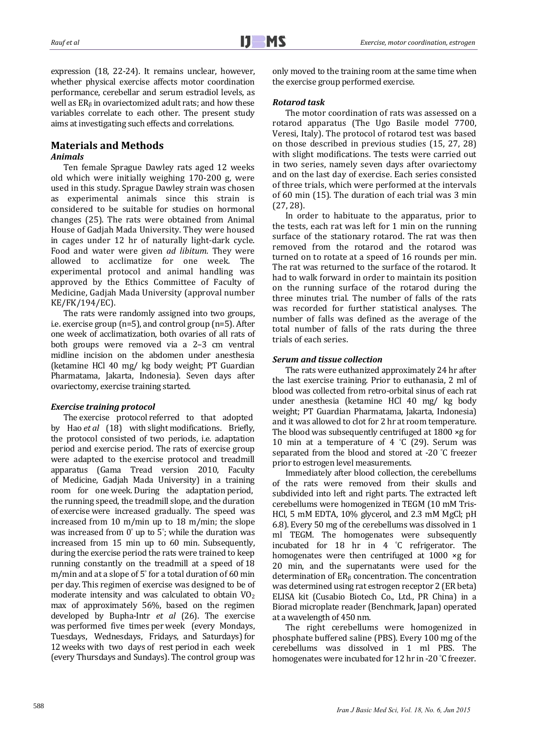expression (18, 22-24). It remains unclear, however, whether physical exercise affects motor coordination performance, cerebellar and serum estradiol levels, as well as $ER_{\beta}$ in ovariectomized adult rats; and how these variables correlate to each other. The present study aims at investigating such effects and correlations.

## Materials and Methods

### *Animals*

Ten female Sprague Dawley rats aged 12 weeks old which were initially weighing 170-200 g, were used in this study. Sprague Dawley strain was chosen as experimental animals since this strain is considered to be suitable for studies on hormonal changes (25). The rats were obtained from Animal House of Gadjah Mada University. They were housed in cages under 12 hr of naturally light-dark cycle. Food and water were given *ad libitum*. They were allowed to acclimatize for one week. The experimental protocol and animal handling was approved by the Ethics Committee of Faculty of Medicine, Gadjah Mada University (approval number KE/FK/194/EC).

The rats were randomly assigned into two groups, i.e. exercise group (n=5), and control group (n=5). After one week of acclimatization, both ovaries of all rats of both groups were removed via a 2–3 cm ventral midline incision on the abdomen under anesthesia (ketamine HCl 40 mg/ kg body weight; PT Guardian Pharmatama, Jakarta, Indonesia). Seven days after ovariectomy, exercise training started.

### *Exercise training protocol*

The exercise protocol referred to that adopted by Hao *et al* (18) with slight modifications. Briefly, the protocol consisted of two periods, i.e. adaptation period and exercise period. The rats of exercise group were adapted to the exercise protocol and treadmill apparatus (Gama Tread version 2010, Faculty of Medicine, Gadjah Mada University) in a training room for one week. During the adaptation period, the running speed, the treadmill slope, and the duration of exercise were increased gradually. The speed was increased from 10 m/min up to 18 m/min; the slope was increased from 0° up to 5°; while the duration was increased from 15 min up to 60 min. Subsequently, during the exercise period the rats were trained to keep running constantly on the treadmill at a speed of 18 m/min and at a slope of 5° for a total duration of 60 min per day. This regimen of exercise was designed to be of moderate intensity and was calculated to obtain $VO_2$ max of approximately 56%, based on the regimen developed by Bupha-Intr *et al* (26). The exercise was performed five times per week (every Mondays, Tuesdays, Wednesdays, Fridays, and Saturdays) for 12 weeks with two days of rest period in each week (every Thursdays and Sundays). The control group was only moved to the training room at the same time when the exercise group performed exercise.

### *Rotarod task*

The motor coordination of rats was assessed on a rotarod apparatus (The Ugo Basile model 7700, Veresi, Italy). The protocol of rotarod test was based on those described in previous studies (15, 27, 28) with slight modifications. The tests were carried out in two series, namely seven days after ovariectomy and on the last day of exercise. Each series consisted of three trials, which were performed at the intervals of 60 min (15). The duration of each trial was 3 min (27, 28).

In order to habituate to the apparatus, prior to the tests, each rat was left for 1 min on the running surface of the stationary rotarod. The rat was then removed from the rotarod and the rotarod was turned on to rotate at a speed of 16 rounds per min. The rat was returned to the surface of the rotarod. It had to walk forward in order to maintain its position on the running surface of the rotarod during the three minutes trial. The number of falls of the rats was recorded for further statistical analyses. The number of falls was defined as the average of the total number of falls of the rats during the three trials of each series.

### *Serum and tissue collection*

The rats were euthanized approximately 24 hr after the last exercise training. Prior to euthanasia, 2 ml of blood was collected from retro-orbital sinus of each rat under anesthesia (ketamine HCl 40 mg/ kg body weight; PT Guardian Pharmatama, Jakarta, Indonesia) and it was allowed to clot for 2 hr at room temperature. The blood was subsequently centrifuged at 1800 ×g for 10 min at a temperature of 4 °C (29). Serum was separated from the blood and stored at -20 °C freezer prior to estrogen level measurements.

Immediately after blood collection, the cerebellums of the rats were removed from their skulls and subdivided into left and right parts. The extracted left cerebellums were homogenized in TEGM (10 mM Tris-HCl, 5 mM EDTA, 10% glycerol, and 2.3 mM MgCl; pH 6.8). Every 50 mg of the cerebellums was dissolved in 1 ml TEGM. The homogenates were subsequently incubated for 18 hr in 4 °C refrigerator. The homogenates were then centrifuged at 1000 ×g for 20 min, and the supernatants were used for the determination of $ER_{\beta}$ concentration. The concentration was determined using rat estrogen receptor 2 (ER beta) ELISA kit (Cusabio Biotech Co., Ltd., PR China) in a Biorad microplate reader (Benchmark, Japan) operated at a wavelength of 450 nm.

The right cerebellums were homogenized in phosphate buffered saline (PBS). Every 100 mg of the cerebellums was dissolved in 1 ml PBS. The homogenates were incubated for 12 hr in -20 °C freezer.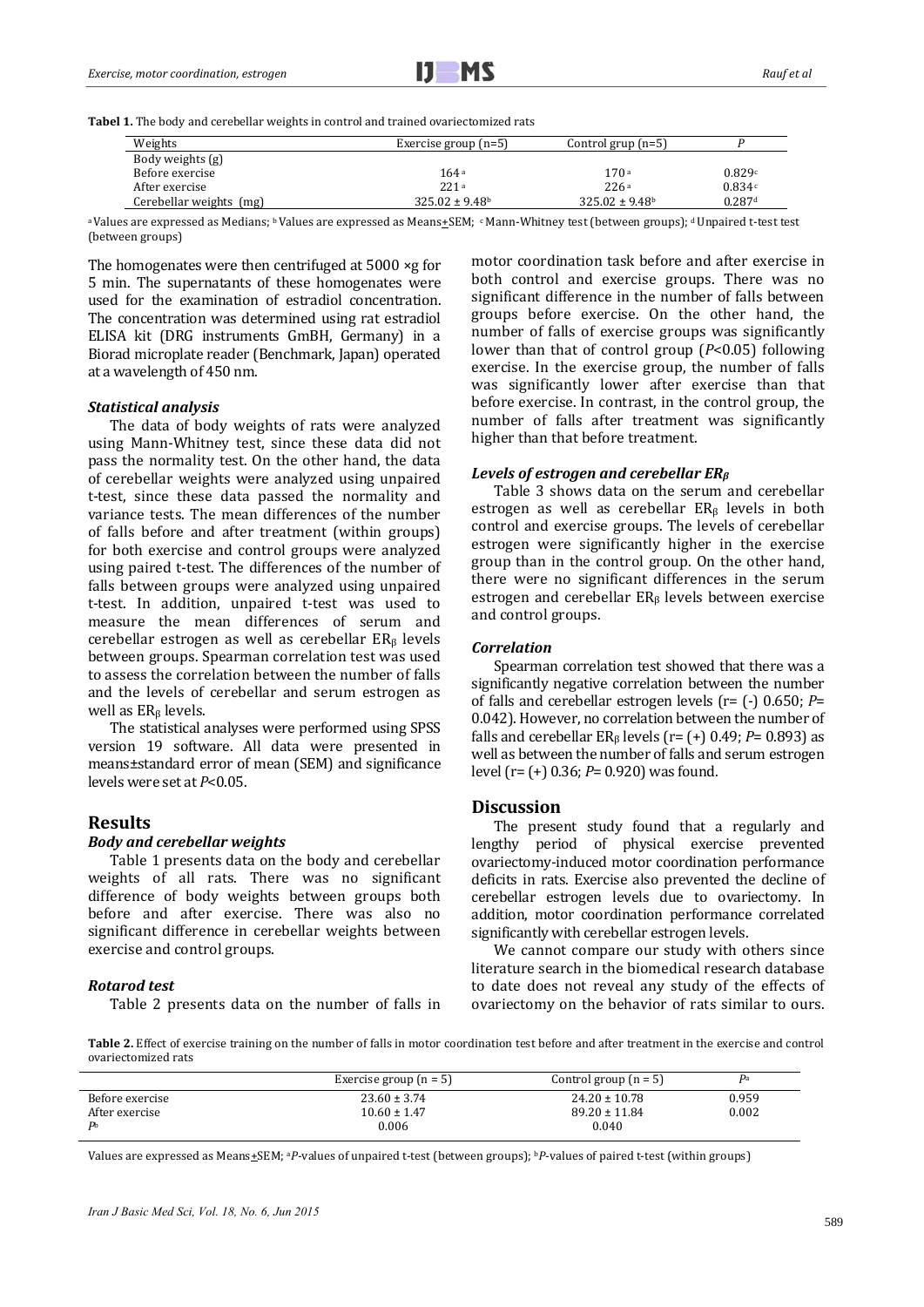**Tabel 1.** The body and cerebellar weights in control and trained ovariectomized rats

| Weights | Exercise group (n=5) | Control grup (n=5) | P |
|---|---|---|---|
| Body weights (g) | | | |
| Before exercise | 164 [a] | 170 [a] | 0.829 [c] |
| After exercise | 221 [a] | 226 [a] | 0.834 [c] |
| Cerebellar weights (mg) | 325.02 ± 9.48 [b] | 325.02 ± 9.48 [b] | 0.287 [d] |

[a] Values are expressed as Medians; [b] Values are expressed as Means±SEM; [c] Mann-Whitney test (between groups); [d] Unpaired t-test test (between groups)

The homogenates were then centrifuged at 5000 ×g for 5 min. The supernatants of these homogenates were used for the examination of estradiol concentration. The concentration was determined using rat estradiol ELISA kit (DRG instruments GmBH, Germany) in a Biorad microplate reader (Benchmark, Japan) operated at a wavelength of 450 nm.

### *Statistical analysis*

The data of body weights of rats were analyzed using Mann-Whitney test, since these data did not pass the normality test. On the other hand, the data of cerebellar weights were analyzed using unpaired t-test, since these data passed the normality and variance tests. The mean differences of the number of falls before and after treatment (within groups) for both exercise and control groups were analyzed using paired t-test. The differences of the number of falls between groups were analyzed using unpaired t-test. In addition, unpaired t-test was used to measure the mean differences of serum and cerebellar estrogen as well as cerebellar $ER_\beta$ levels between groups. Spearman correlation test was used to assess the correlation between the number of falls and the levels of cerebellar and serum estrogen as well as $ER_\beta$ levels.

The statistical analyses were performed using SPSS version 19 software. All data were presented in means±standard error of mean (SEM) and significance levels were set at $P<0.05$.

## Results

### *Body and cerebellar weights*

Table 1 presents data on the body and cerebellar weights of all rats. There was no significant difference of body weights between groups both before and after exercise. There was also no significant difference in cerebellar weights between exercise and control groups.

### *Rotarod test*

Table 2 presents data on the number of falls in motor coordination task before and after exercise in both control and exercise groups. There was no significant difference in the number of falls between groups before exercise. On the other hand, the number of falls of exercise groups was significantly lower than that of control group ($P<0.05$) following exercise. In the exercise group, the number of falls was significantly lower after exercise than that before exercise. In contrast, in the control group, the number of falls after treatment was significantly higher than that before treatment.

### *Levels of estrogen and cerebellar $ER_\beta$*

Table 3 shows data on the serum and cerebellar estrogen as well as cerebellar $ER_\beta$ levels in both control and exercise groups. The levels of cerebellar estrogen were significantly higher in the exercise group than in the control group. On the other hand, there were no significant differences in the serum estrogen and cerebellar $ER_\beta$ levels between exercise and control groups.

### *Correlation*

Spearman correlation test showed that there was a significantly negative correlation between the number of falls and cerebellar estrogen levels (r= (-) 0.650; $P$= 0.042). However, no correlation between the number of falls and cerebellar $ER_\beta$ levels (r= (+) 0.49; $P$= 0.893) as well as between the number of falls and serum estrogen level (r= (+) 0.36; $P$= 0.920) was found.

## Discussion

The present study found that a regularly and lengthy period of physical exercise prevented ovariectomy-induced motor coordination performance deficits in rats. Exercise also prevented the decline of cerebellar estrogen levels due to ovariectomy. In addition, motor coordination performance correlated significantly with cerebellar estrogen levels.

We cannot compare our study with others since literature search in the biomedical research database to date does not reveal any study of the effects of ovariectomy on the behavior of rats similar to ours.

**Table 2.** Effect of exercise training on the number of falls in motor coordination test before and after treatment in the exercise and control ovariectomized rats

| | Exercise group (n = 5) | Control group (n = 5) | P [a] |
|---|---|---|---|
| Before exercise | 23.60 ± 3.74 | 24.20 ± 10.78 | 0.959 |
| After exercise | 10.60 ± 1.47 | 89.20 ± 11.84 | 0.002 |
| P [b] | 0.006 | 0.040 | |

Values are expressed as Means±SEM; [a] *P*-values of unpaired t-test (between groups); [b] *P*-values of paired t-test (within groups)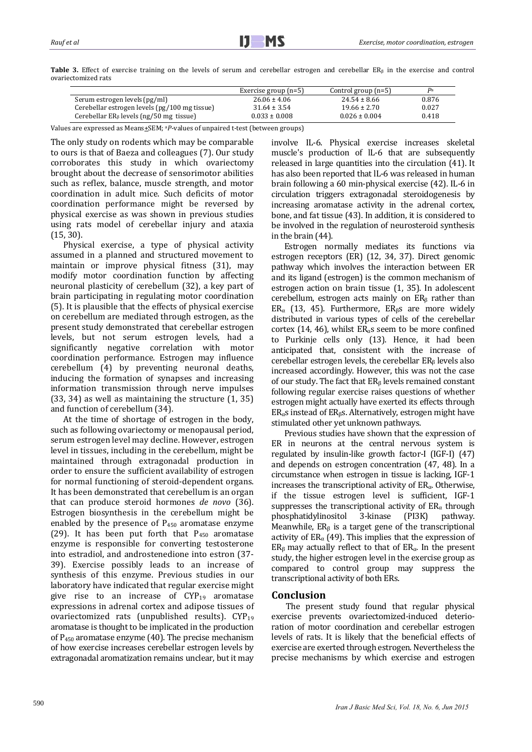**Table 3.** Effect of exercise training on the levels of serum and cerebellar estrogen and cerebellar $ER_{\beta}$ in the exercise and control ovariectomized rats

| | Exercise group (n=5) | Control group (n=5) | $P^{a}$ |
|---|---|---|---|
| Serum estrogen levels (pg/ml) | 26.06 ± 4.06 | 24.54 ± 8.66 | 0.876 |
| Cerebellar estrogen levels (pg/100 mg tissue) | 31.64 ± 3.54 | 19.66 ± 2.70 | 0.027 |
| Cerebellar $ER_{\beta}$ levels (ng/50 mg tissue) | 0.033 ± 0.008 | 0.026 ± 0.004 | 0.418 |

Values are expressed as Means±SEM; [a]*P*-values of unpaired t-test (between groups)

The only study on rodents which may be comparable to ours is that of Baeza and colleagues (7). Our study corroborates this study in which ovariectomy brought about the decrease of sensorimotor abilities such as reflex, balance, muscle strength, and motor coordination in adult mice. Such deficits of motor coordination performance might be reversed by physical exercise as was shown in previous studies using rats model of cerebellar injury and ataxia (15, 30).

Physical exercise, a type of physical activity assumed in a planned and structured movement to maintain or improve physical fitness (31), may modify motor coordination function by affecting neuronal plasticity of cerebellum (32), a key part of brain participating in regulating motor coordination (5). It is plausible that the effects of physical exercise on cerebellum are mediated through estrogen, as the present study demonstrated that cerebellar estrogen levels, but not serum estrogen levels, had a significantly negative correlation with motor coordination performance. Estrogen may influence cerebellum (4) by preventing neuronal deaths, inducing the formation of synapses and increasing information transmission through nerve impulses (33, 34) as well as maintaining the structure (1, 35) and function of cerebellum (34).

At the time of shortage of estrogen in the body, such as following ovariectomy or menopausal period, serum estrogen level may decline. However, estrogen level in tissues, including in the cerebellum, might be maintained through extragonadal production in order to ensure the sufficient availability of estrogen for normal functioning of steroid-dependent organs. It has been demonstrated that cerebellum is an organ that can produce steroid hormones *de novo* (36). Estrogen biosynthesis in the cerebellum might be enabled by the presence of $P_{450}$ aromatase enzyme (29). It has been put forth that $P_{450}$ aromatase enzyme is responsible for converting testosterone into estradiol, and androstenedione into estron (37-39). Exercise possibly leads to an increase of synthesis of this enzyme. Previous studies in our laboratory have indicated that regular exercise might give rise to an increase of $CYP_{19}$ aromatase expressions in adrenal cortex and adipose tissues of ovariectomized rats (unpublished results). $CYP_{19}$ aromatase is thought to be implicated in the production of $P_{450}$ aromatase enzyme (40). The precise mechanism of how exercise increases cerebellar estrogen levels by extragonadal aromatization remains unclear, but it may involve IL-6. Physical exercise increases skeletal muscle's production of lL-6 that are subsequently released in large quantities into the circulation (41). It has also been reported that lL-6 was released in human brain following a 60 min-physical exercise (42). IL-6 in circulation triggers extragonadal steroidogenesis by increasing aromatase activity in the adrenal cortex, bone, and fat tissue (43). In addition, it is considered to be involved in the regulation of neurosteroid synthesis in the brain (44).

Estrogen normally mediates its functions via estrogen receptors (ER) (12, 34, 37). Direct genomic pathway which involves the interaction between ER and its ligand (estrogen) is the common mechanism of estrogen action on brain tissue (1, 35). In adolescent cerebellum, estrogen acts mainly on $ER_{\beta}$ rather than $ER_{\alpha}$ (13, 45). Furthermore, $ER_{\beta}$s are more widely distributed in various types of cells of the cerebellar cortex (14, 46), whilst $ER_{\alpha}$s seem to be more confined to Purkinje cells only (13). Hence, it had been anticipated that, consistent with the increase of cerebellar estrogen levels, the cerebellar $ER_{\beta}$ levels also increased accordingly. However, this was not the case of our study. The fact that $ER_{\beta}$ levels remained constant following regular exercise raises questions of whether estrogen might actually have exerted its effects through $ER_{\alpha}$s instead of $ER_{\beta}$s. Alternatively, estrogen might have stimulated other yet unknown pathways.

Previous studies have shown that the expression of ER in neurons at the central nervous system is regulated by insulin-like growth factor-I (IGF-I) (47) and depends on estrogen concentration (47, 48). In a circumstance when estrogen in tissue is lacking, IGF-1 increases the transcriptional activity of $ER_{\alpha}$. Otherwise, if the tissue estrogen level is sufficient, IGF-1 suppresses the transcriptional activity of $ER_{\alpha}$ through phosphatidylinositol 3-kinase (PI3K) pathway. Meanwhile, $ER_{\beta}$ is a target gene of the transcriptional activity of $ER_{\alpha}$ (49). This implies that the expression of $ER_{\beta}$ may actually reflect to that of $ER_{\alpha}$. In the present study, the higher estrogen level in the exercise group as compared to control group may suppress the transcriptional activity of both ERs.

## Conclusion

The present study found that regular physical exercise prevents ovariectomized-induced deterioration of motor coordination and cerebellar estrogen levels of rats. It is likely that the beneficial effects of exercise are exerted through estrogen. Nevertheless the precise mechanisms by which exercise and estrogen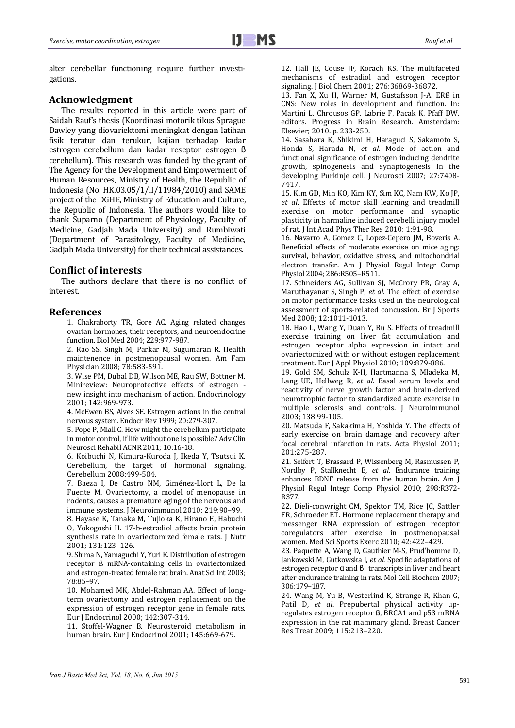alter cerebellar functioning require further investigations.

## Acknowledgment

The results reported in this article were part of Saidah Rauf's thesis (Koordinasi motorik tikus Sprague Dawley yang diovariektomi meningkat dengan latihan fisik teratur dan terukur, kajian terhadap kadar estrogen cerebellum dan kadar reseptor estrogen β cerebellum). This research was funded by the grant of The Agency for the Development and Empowerment of Human Resources, Ministry of Health, the Republic of Indonesia (No. HK.03.05/1/II/11984/2010) and SAME project of the DGHE, Ministry of Education and Culture, the Republic of Indonesia. The authors would like to thank Suparno (Department of Physiology, Faculty of Medicine, Gadjah Mada University) and Rumbiwati (Department of Parasitology, Faculty of Medicine, Gadjah Mada University) for their technical assistances.

## Conflict of interests

The authors declare that there is no conflict of interest.

## References

1. Chakraborty TR, Gore AC. Aging related changes ovarian hormones, their receptors, and neuroendocrine function. Biol Med 2004; 229:977-987.
2. Rao SS, Singh M, Parkar M, Sugumaran R. Health maintenence in postmenopausal women. Am Fam Physician 2008; 78:583-591.
3. Wise PM, Dubal DB, Wilson ME, Rau SW, Bottner M. Minireview: Neuroprotective effects of estrogen - new insight into mechanism of action. Endocrinology 2001; 142:969-973.
4. McEwen BS, Alves SE. Estrogen actions in the central nervous system. Endocr Rev 1999; 20:279-307.
5. Pope P, Miall C. How might the cerebellum participate in motor control, if life without one is possible? Adv Clin Neurosci Rehabil ACNR 2011; 10:16-18.
6. Koibuchi N, Kimura-Kuroda J, Ikeda Y, Tsutsui K. Cerebellum, the target of hormonal signaling. Cerebellum 2008:499-504.
7. Baeza I, De Castro NM, Giménez-Llort L, De la Fuente M. Ovariectomy, a model of menopause in rodents, causes a premature aging of the nervous and immune systems. J Neuroimmunol 2010; 219:90–99.
8. Hayase K, Tanaka M, Tujioka K, Hirano E, Habuchi O, Yokogoshi H. 17-b-estradiol affects brain protein synthesis rate in ovariectomized female rats. J Nutr 2001; 131:123–126.
9. Shima N, Yamaguchi Y, Yuri K. Distribution of estrogen receptor ß mRNA-containing cells in ovariectomized and estrogen-treated female rat brain. Anat Sci Int 2003; 78:85–97.
10. Mohamed MK, Abdel-Rahman AA. Effect of long-term ovariectomy and estrogen replacement on the expression of estrogen receptor gene in female rats. Eur J Endocrinol 2000; 142:307-314.
11. Stoffel-Wagner B. Neurosteroid metabolism in human brain. Eur J Endocrinol 2001; 145:669-679.
12. Hall JE, Couse JF, Korach KS. The multifaceted mechanisms of estradiol and estrogen receptor signaling. J Biol Chem 2001; 276:36869-36872.
13. Fan X, Xu H, Warner M, Gustafsson J-A. ERß in CNS: New roles in development and function. In: Martini L, Chrousos GP, Labrie F, Pacak K, Pfaff DW, editors. Progress in Brain Research. Amsterdam: Elsevier; 2010. p. 233-250.
14. Sasahara K, Shikimi H, Haraguci S, Sakamoto S, Honda S, Harada N, *et al*. Mode of action and functional significance of estrogen inducing dendrite growth, spinogenesis and synaptogenesis in the developing Purkinje cell. J Neurosci 2007; 27:7408-7417.
15. Kim GD, Min KO, Kim KY, Sim KC, Nam KW, Ko JP, *et al*. Effects of motor skill learning and treadmill exercise on motor performance and synaptic plasticity in harmaline induced cerebelli injury model of rat. J Int Acad Phys Ther Res 2010; 1:91-98.
16. Navarro A, Gomez C, Lopez-Cepero JM, Boveris A. Beneficial effects of moderate exercise on mice aging: survival, behavior, oxidative stress, and mitochondrial electron transfer. Am J Physiol Regul Integr Comp Physiol 2004; 286:R505–R511.
17. Schneiders AG, Sullivan SJ, McCrory PR, Gray A, Maruthayanar S, Singh P, *et al.* The effect of exercise on motor performance tasks used in the neurological assessment of sports-related concussion. Br J Sports Med 2008; 12:1011-1013.
18. Hao L, Wang Y, Duan Y, Bu S. Effects of treadmill exercise training on liver fat accumulation and estrogen receptor alpha expression in intact and ovariectomized with or without estogen replacement treatment. Eur J Appl Physiol 2010; 109:879-886.
19. Gold SM, Schulz K-H, Hartmanna S, Mladeka M, Lang UE, Hellweg R, *et al*. Basal serum levels and reactivity of nerve growth factor and brain-derived neurotrophic factor to standardized acute exercise in multiple sclerosis and controls. J Neuroimmunol 2003; 138:99-105.
20. Matsuda F, Sakakima H, Yoshida Y. The effects of early exercise on brain damage and recovery after focal cerebral infarction in rats. Acta Physiol 2011; 201:275-287.
21. Seifert T, Brassard P, Wissenberg M, Rasmussen P, Nordby P, Stallknecht B, *et al*. Endurance training enhances BDNF release from the human brain. Am J Physiol Regul Integr Comp Physiol 2010; 298:R372-R377.
22. Dieli-conwright CM, Spektor TM, Rice JC, Sattler FR, Schroeder ET. Hormone replacement therapy and messenger RNA expression of estrogen receptor coregulators after exercise in postmenopausal women. Med Sci Sports Exerc 2010; 42:422–429.
23. Paquette A, Wang D, Gauthier M-S, Prud'homme D, Jankowski M, Gutkowska J, *et al*. Specific adaptations of estrogen receptor α and β transcripts in liver and heart after endurance training in rats. Mol Cell Biochem 2007; 306:179–187.
24. Wang M, Yu B, Westerlind K, Strange R, Khan G, Patil D, *et al*. Prepubertal physical activity up-regulates estrogen receptor β, BRCA1 and p53 mRNA expression in the rat mammary gland. Breast Cancer Res Treat 2009; 115:213–220.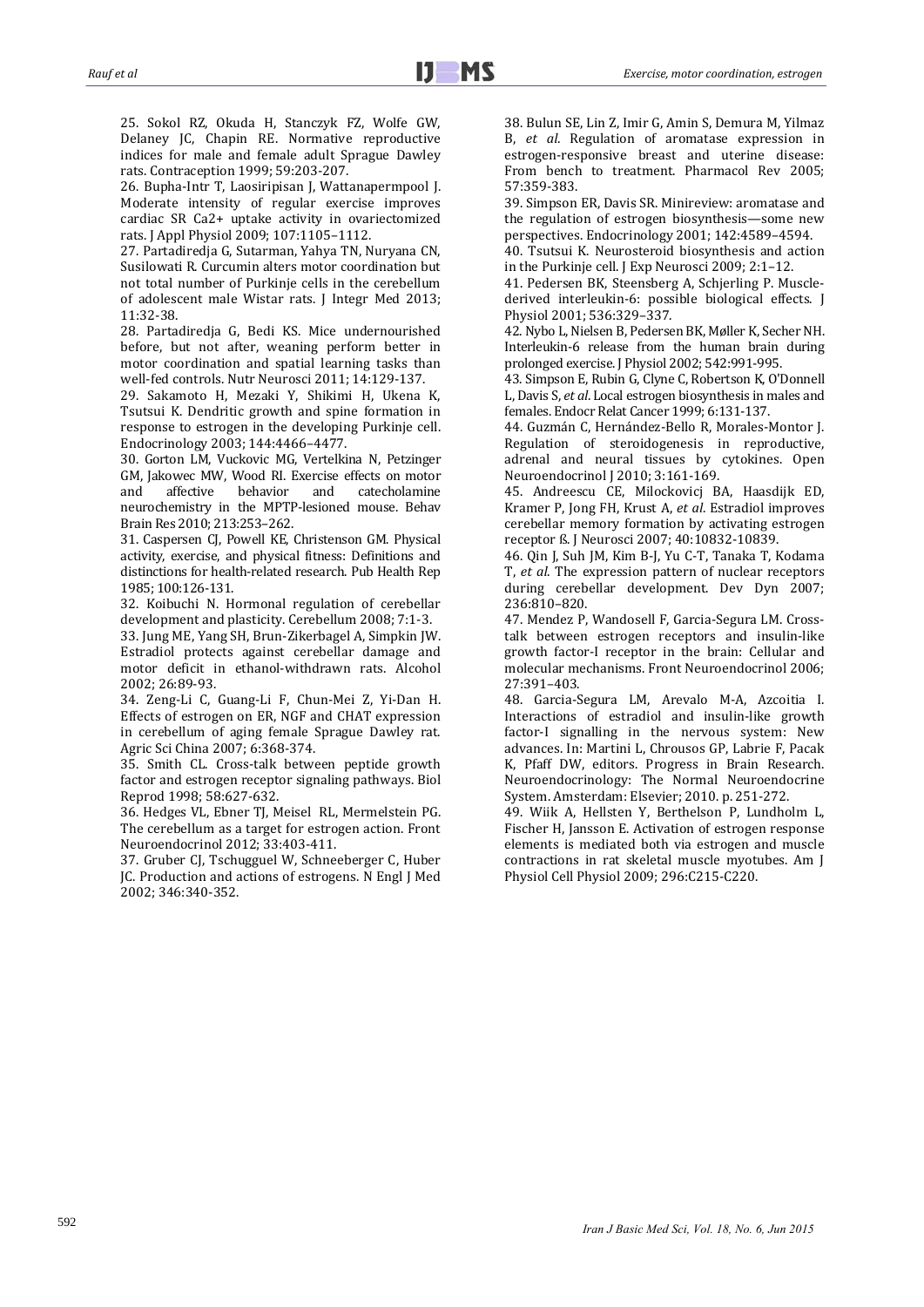25. Sokol RZ, Okuda H, Stanczyk FZ, Wolfe GW, Delaney JC, Chapin RE. Normative reproductive indices for male and female adult Sprague Dawley rats. Contraception 1999; 59:203-207.

26. Bupha-Intr T, Laosiripisan J, Wattanapermpool J. Moderate intensity of regular exercise improves cardiac SR Ca2+ uptake activity in ovariectomized rats. J Appl Physiol 2009; 107:1105–1112.

27. Partadiredja G, Sutarman, Yahya TN, Nuryana CN, Susilowati R. Curcumin alters motor coordination but not total number of Purkinje cells in the cerebellum of adolescent male Wistar rats. J Integr Med 2013; 11:32-38.

28. Partadiredja G, Bedi KS. Mice undernourished before, but not after, weaning perform better in motor coordination and spatial learning tasks than well-fed controls. Nutr Neurosci 2011; 14:129-137.

29. Sakamoto H, Mezaki Y, Shikimi H, Ukena K, Tsutsui K. Dendritic growth and spine formation in response to estrogen in the developing Purkinje cell. Endocrinology 2003; 144:4466–4477.

30. Gorton LM, Vuckovic MG, Vertelkina N, Petzinger GM, Jakowec MW, Wood RI. Exercise effects on motor and affective behavior and catecholamine neurochemistry in the MPTP-lesioned mouse. Behav Brain Res 2010; 213:253–262.

31. Caspersen CJ, Powell KE, Christenson GM. Physical activity, exercise, and physical fitness: Definitions and distinctions for health-related research. Pub Health Rep 1985; 100:126-131.

32. Koibuchi N. Hormonal regulation of cerebellar development and plasticity. Cerebellum 2008; 7:1-3.

33. Jung ME, Yang SH, Brun-Zikerbagel A, Simpkin JW. Estradiol protects against cerebellar damage and motor deficit in ethanol-withdrawn rats. Alcohol 2002; 26:89-93.

34. Zeng-Li C, Guang-Li F, Chun-Mei Z, Yi-Dan H. Effects of estrogen on ER, NGF and CHAT expression in cerebellum of aging female Sprague Dawley rat. Agric Sci China 2007; 6:368-374.

35. Smith CL. Cross-talk between peptide growth factor and estrogen receptor signaling pathways. Biol Reprod 1998; 58:627-632.

36. Hedges VL, Ebner TJ, Meisel RL, Mermelstein PG. The cerebellum as a target for estrogen action. Front Neuroendocrinol 2012; 33:403-411.

37. Gruber CJ, Tschugguel W, Schneeberger C, Huber JC. Production and actions of estrogens. N Engl J Med 2002; 346:340-352.

38. Bulun SE, Lin Z, Imir G, Amin S, Demura M, Yilmaz B, *et al*. Regulation of aromatase expression in estrogen-responsive breast and uterine disease: From bench to treatment. Pharmacol Rev 2005; 57:359-383.

39. Simpson ER, Davis SR. Minireview: aromatase and the regulation of estrogen biosynthesis—some new perspectives. Endocrinology 2001; 142:4589–4594.

40. Tsutsui K. Neurosteroid biosynthesis and action in the Purkinje cell. J Exp Neurosci 2009; 2:1–12.

41. Pedersen BK, Steensberg A, Schjerling P. Muscle-derived interleukin-6: possible biological effects. J Physiol 2001; 536:329–337.

42. Nybo L, Nielsen B, Pedersen BK, Møller K, Secher NH. Interleukin-6 release from the human brain during prolonged exercise. J Physiol 2002; 542:991-995.

43. Simpson E, Rubin G, Clyne C, Robertson K, O'Donnell L, Davis S, *et al*. Local estrogen biosynthesis in males and females. Endocr Relat Cancer 1999; 6:131-137.

44. Guzmán C, Hernández-Bello R, Morales-Montor J. Regulation of steroidogenesis in reproductive, adrenal and neural tissues by cytokines. Open Neuroendocrinol J 2010; 3:161-169.

45. Andreescu CE, Milockovicj BA, Haasdijk ED, Kramer P, Jong FH, Krust A, *et al*. Estradiol improves cerebellar memory formation by activating estrogen receptor ß. J Neurosci 2007; 40:10832-10839.

46. Qin J, Suh JM, Kim B-J, Yu C-T, Tanaka T, Kodama T, *et al*. The expression pattern of nuclear receptors during cerebellar development. Dev Dyn 2007; 236:810–820.

47. Mendez P, Wandosell F, Garcia-Segura LM. Cross-talk between estrogen receptors and insulin-like growth factor-I receptor in the brain: Cellular and molecular mechanisms. Front Neuroendocrinol 2006; 27:391–403.

48. Garcia-Segura LM, Arevalo M-A, Azcoitia I. Interactions of estradiol and insulin-like growth factor-I signalling in the nervous system: New advances. In: Martini L, Chrousos GP, Labrie F, Pacak K, Pfaff DW, editors. Progress in Brain Research. Neuroendocrinology: The Normal Neuroendocrine System. Amsterdam: Elsevier; 2010. p. 251-272.

49. Wiik A, Hellsten Y, Berthelson P, Lundholm L, Fischer H, Jansson E. Activation of estrogen response elements is mediated both via estrogen and muscle contractions in rat skeletal muscle myotubes. Am J Physiol Cell Physiol 2009; 296:C215-C220.